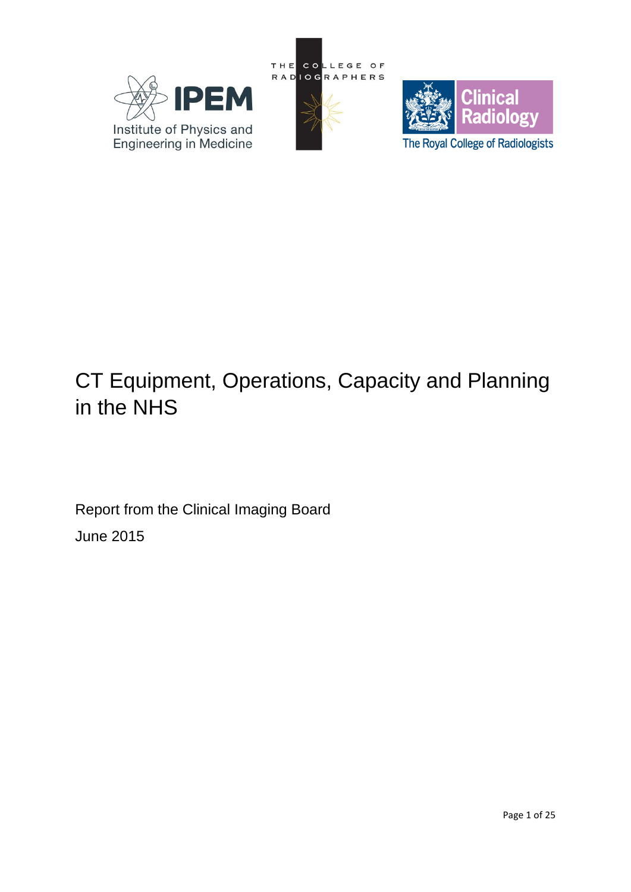IPEM Institute of Physics and Engineering in Medicine

THE COLLEGE OF RADIOGRAPHERS

Clinical Radiology The Royal College of Radiologists

# CT Equipment, Operations, Capacity and Planning in the NHS

Report from the Clinical Imaging Board

June 2015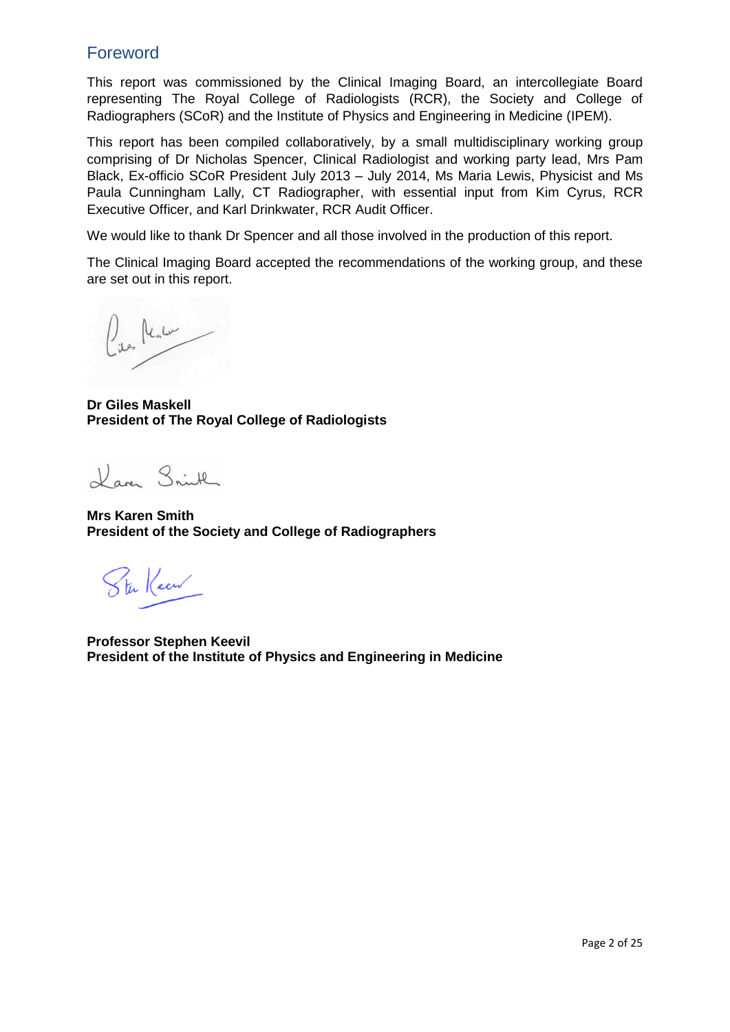## Foreword

This report was commissioned by the Clinical Imaging Board, an intercollegiate Board representing The Royal College of Radiologists (RCR), the Society and College of Radiographers (SCoR) and the Institute of Physics and Engineering in Medicine (IPEM).

This report has been compiled collaboratively, by a small multidisciplinary working group comprising of Dr Nicholas Spencer, Clinical Radiologist and working party lead, Mrs Pam Black, Ex-officio SCoR President July 2013 – July 2014, Ms Maria Lewis, Physicist and Ms Paula Cunningham Lally, CT Radiographer, with essential input from Kim Cyrus, RCR Executive Officer, and Karl Drinkwater, RCR Audit Officer.

We would like to thank Dr Spencer and all those involved in the production of this report.

The Clinical Imaging Board accepted the recommendations of the working group, and these are set out in this report.

**Dr Giles Maskell**
**President of The Royal College of Radiologists**

**Mrs Karen Smith**
**President of the Society and College of Radiographers**

**Professor Stephen Keevil**
**President of the Institute of Physics and Engineering in Medicine**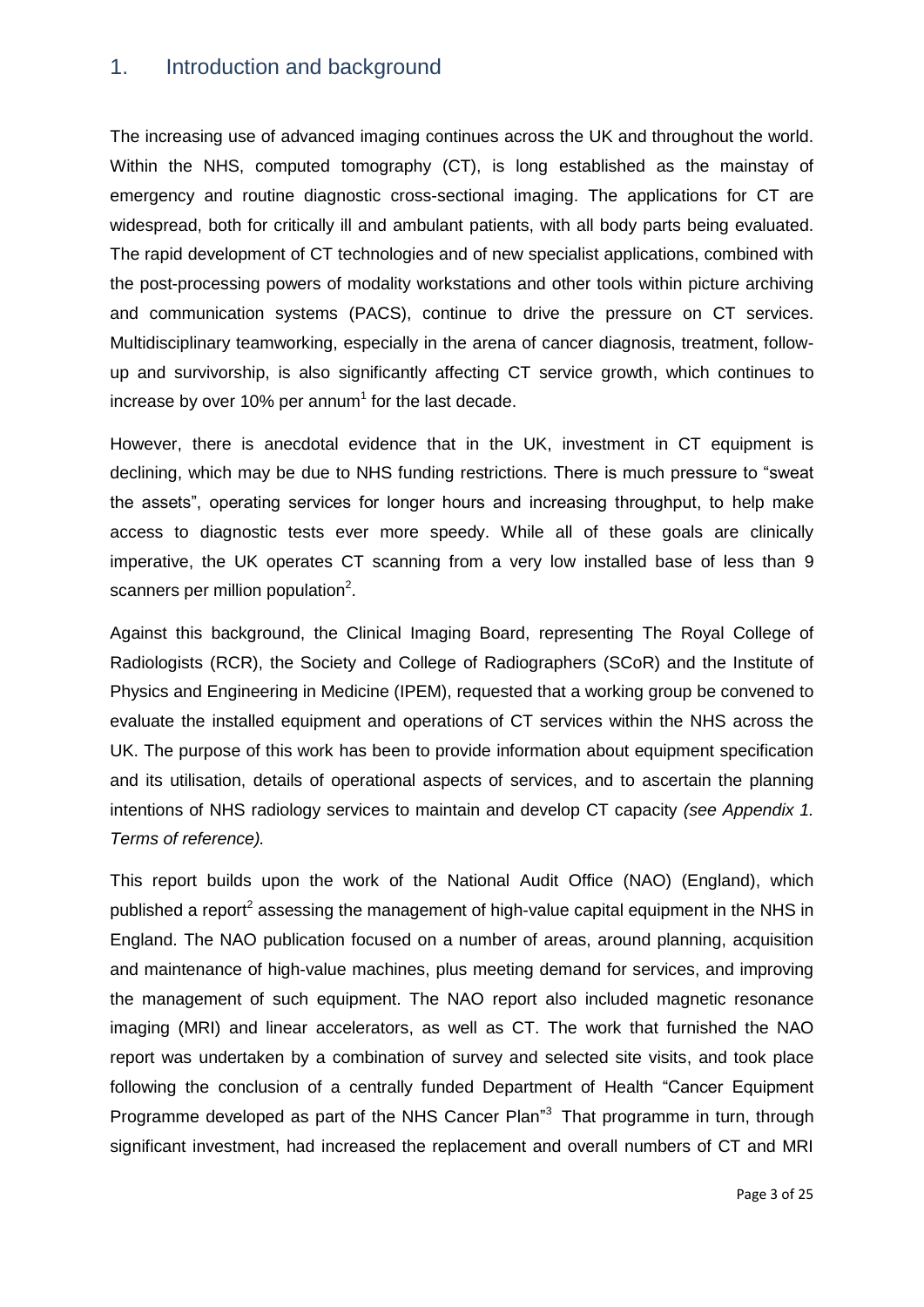## 1. Introduction and background

The increasing use of advanced imaging continues across the UK and throughout the world. Within the NHS, computed tomography (CT), is long established as the mainstay of emergency and routine diagnostic cross-sectional imaging. The applications for CT are widespread, both for critically ill and ambulant patients, with all body parts being evaluated. The rapid development of CT technologies and of new specialist applications, combined with the post-processing powers of modality workstations and other tools within picture archiving and communication systems (PACS), continue to drive the pressure on CT services. Multidisciplinary teamworking, especially in the arena of cancer diagnosis, treatment, follow-up and survivorship, is also significantly affecting CT service growth, which continues to increase by over 10% per annum[1] for the last decade.

However, there is anecdotal evidence that in the UK, investment in CT equipment is declining, which may be due to NHS funding restrictions. There is much pressure to "sweat the assets", operating services for longer hours and increasing throughput, to help make access to diagnostic tests ever more speedy. While all of these goals are clinically imperative, the UK operates CT scanning from a very low installed base of less than 9 scanners per million population[2].

Against this background, the Clinical Imaging Board, representing The Royal College of Radiologists (RCR), the Society and College of Radiographers (SCoR) and the Institute of Physics and Engineering in Medicine (IPEM), requested that a working group be convened to evaluate the installed equipment and operations of CT services within the NHS across the UK. The purpose of this work has been to provide information about equipment specification and its utilisation, details of operational aspects of services, and to ascertain the planning intentions of NHS radiology services to maintain and develop CT capacity *(see Appendix 1. Terms of reference).*

This report builds upon the work of the National Audit Office (NAO) (England), which published a report[2] assessing the management of high-value capital equipment in the NHS in England. The NAO publication focused on a number of areas, around planning, acquisition and maintenance of high-value machines, plus meeting demand for services, and improving the management of such equipment. The NAO report also included magnetic resonance imaging (MRI) and linear accelerators, as well as CT. The work that furnished the NAO report was undertaken by a combination of survey and selected site visits, and took place following the conclusion of a centrally funded Department of Health "Cancer Equipment Programme developed as part of the NHS Cancer Plan"[3] That programme in turn, through significant investment, had increased the replacement and overall numbers of CT and MRI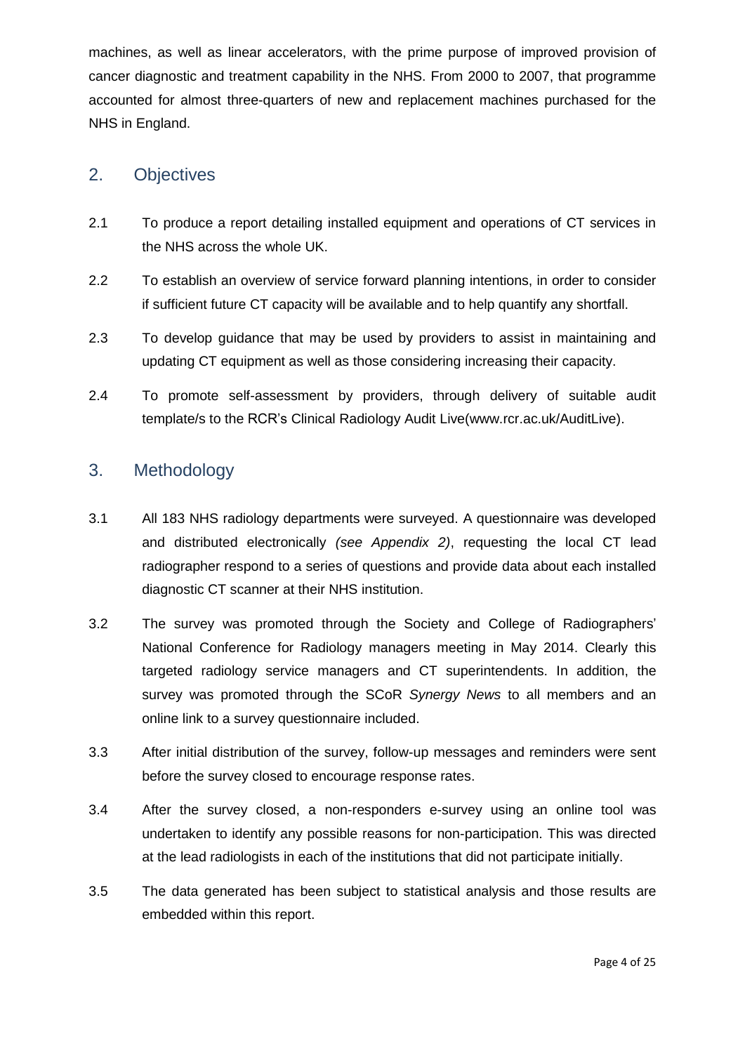machines, as well as linear accelerators, with the prime purpose of improved provision of cancer diagnostic and treatment capability in the NHS. From 2000 to 2007, that programme accounted for almost three-quarters of new and replacement machines purchased for the NHS in England.

## 2. Objectives

2.1 To produce a report detailing installed equipment and operations of CT services in the NHS across the whole UK.

2.2 To establish an overview of service forward planning intentions, in order to consider if sufficient future CT capacity will be available and to help quantify any shortfall.

2.3 To develop guidance that may be used by providers to assist in maintaining and updating CT equipment as well as those considering increasing their capacity.

2.4 To promote self-assessment by providers, through delivery of suitable audit template/s to the RCR's Clinical Radiology Audit Live(www.rcr.ac.uk/AuditLive).

## 3. Methodology

3.1 All 183 NHS radiology departments were surveyed. A questionnaire was developed and distributed electronically *(see Appendix 2)*, requesting the local CT lead radiographer respond to a series of questions and provide data about each installed diagnostic CT scanner at their NHS institution.

3.2 The survey was promoted through the Society and College of Radiographers' National Conference for Radiology managers meeting in May 2014. Clearly this targeted radiology service managers and CT superintendents. In addition, the survey was promoted through the SCoR *Synergy News* to all members and an online link to a survey questionnaire included.

3.3 After initial distribution of the survey, follow-up messages and reminders were sent before the survey closed to encourage response rates.

3.4 After the survey closed, a non-responders e-survey using an online tool was undertaken to identify any possible reasons for non-participation. This was directed at the lead radiologists in each of the institutions that did not participate initially.

3.5 The data generated has been subject to statistical analysis and those results are embedded within this report.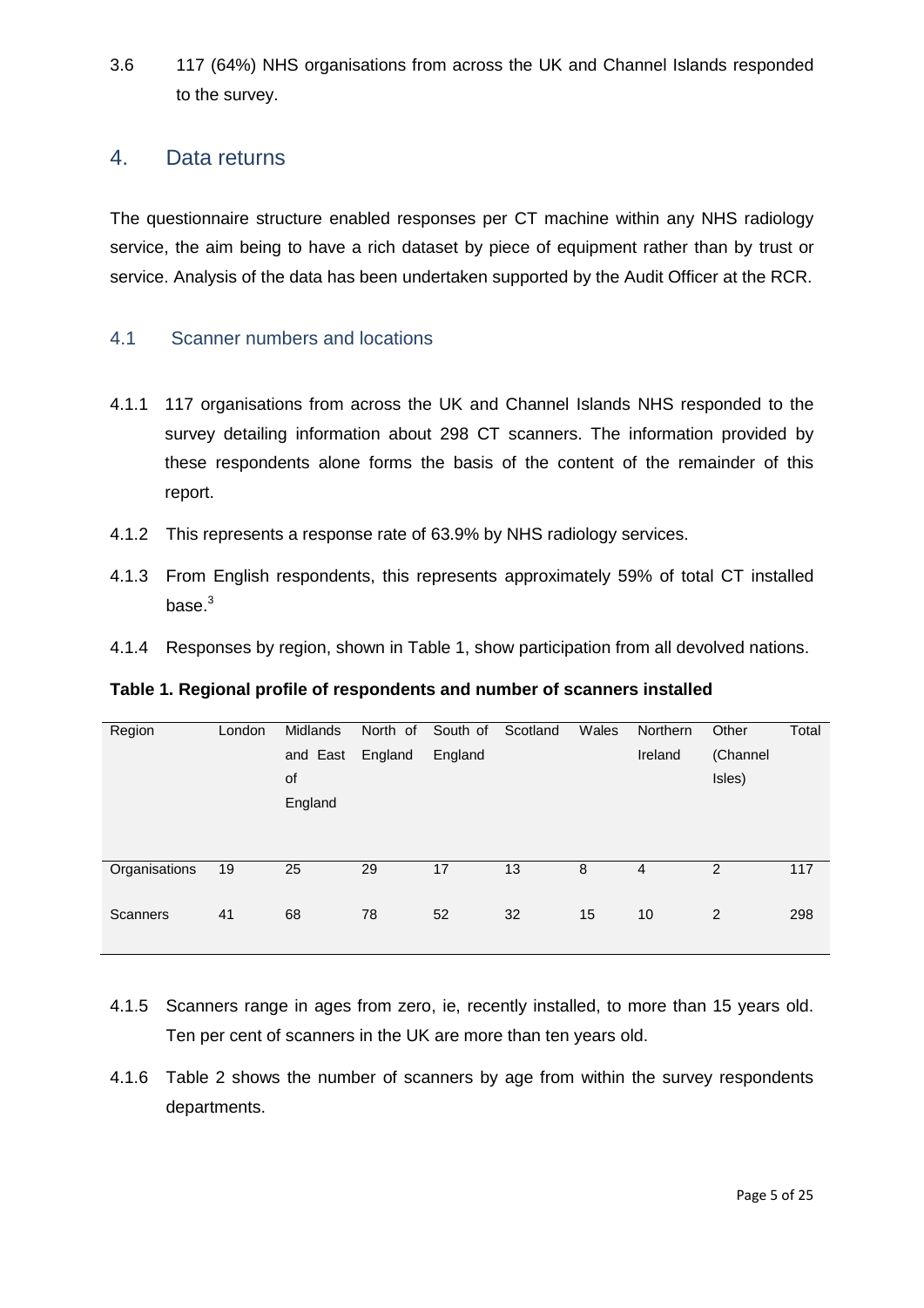3.6 117 (64%) NHS organisations from across the UK and Channel Islands responded to the survey.

## 4. Data returns

The questionnaire structure enabled responses per CT machine within any NHS radiology service, the aim being to have a rich dataset by piece of equipment rather than by trust or service. Analysis of the data has been undertaken supported by the Audit Officer at the RCR.

### 4.1 Scanner numbers and locations

4.1.1 117 organisations from across the UK and Channel Islands NHS responded to the survey detailing information about 298 CT scanners. The information provided by these respondents alone forms the basis of the content of the remainder of this report.

4.1.2 This represents a response rate of 63.9% by NHS radiology services.

4.1.3 From English respondents, this represents approximately 59% of total CT installed base.[3]

4.1.4 Responses by region, shown in Table 1, show participation from all devolved nations.

**Table 1. Regional profile of respondents and number of scanners installed**

| Region | London | Midlands and East of England | North of England | South of England | Scotland | Wales | Northern Ireland | Other (Channel Isles) | Total |
|---|---|---|---|---|---|---|---|---|---|
| Organisations | 19 | 25 | 29 | 17 | 13 | 8 | 4 | 2 | 117 |
| Scanners | 41 | 68 | 78 | 52 | 32 | 15 | 10 | 2 | 298 |

4.1.5 Scanners range in ages from zero, ie, recently installed, to more than 15 years old. Ten per cent of scanners in the UK are more than ten years old.

4.1.6 Table 2 shows the number of scanners by age from within the survey respondents departments.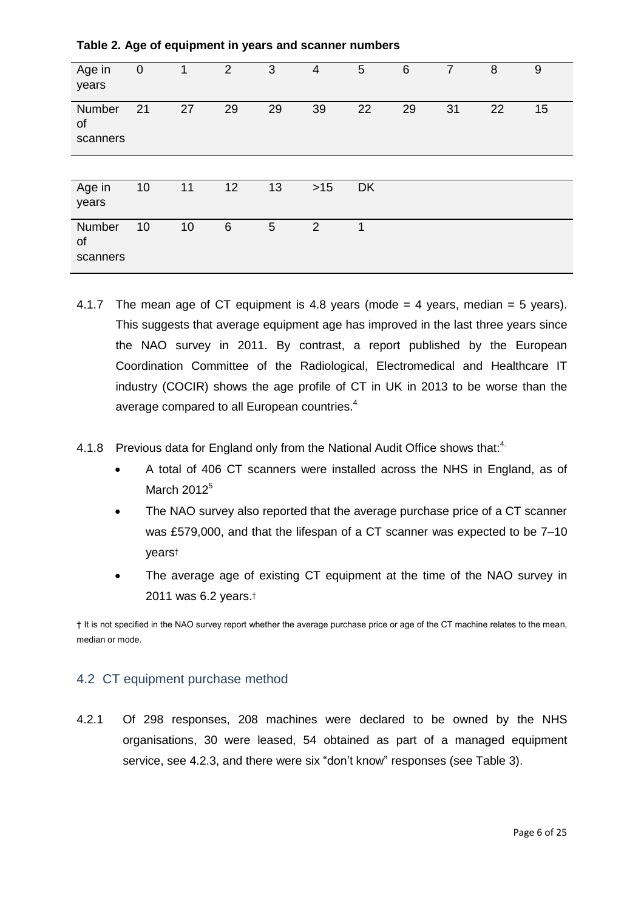**Table 2. Age of equipment in years and scanner numbers**

| Age in years | 0 | 1 | 2 | 3 | 4 | 5 | 6 | 7 | 8 | 9 |
|---|---|---|---|---|---|---|---|---|---|---|
| Number of scanners | 21 | 27 | 29 | 29 | 39 | 22 | 29 | 31 | 22 | 15 |

| Age in years | 10 | 11 | 12 | 13 | >15 | DK |
|---|---|---|---|---|---|---|
| Number of scanners | 10 | 10 | 6 | 5 | 2 | 1 |

4.1.7 The mean age of CT equipment is 4.8 years (mode = 4 years, median = 5 years). This suggests that average equipment age has improved in the last three years since the NAO survey in 2011. By contrast, a report published by the European Coordination Committee of the Radiological, Electromedical and Healthcare IT industry (COCIR) shows the age profile of CT in UK in 2013 to be worse than the average compared to all European countries.[4]

4.1.8 Previous data for England only from the National Audit Office shows that:[4.]

- A total of 406 CT scanners were installed across the NHS in England, as of March 2012[5]
- The NAO survey also reported that the average purchase price of a CT scanner was £579,000, and that the lifespan of a CT scanner was expected to be 7–10 years†
- The average age of existing CT equipment at the time of the NAO survey in 2011 was 6.2 years.†

† It is not specified in the NAO survey report whether the average purchase price or age of the CT machine relates to the mean, median or mode.

## 4.2 CT equipment purchase method

4.2.1 Of 298 responses, 208 machines were declared to be owned by the NHS organisations, 30 were leased, 54 obtained as part of a managed equipment service, see 4.2.3, and there were six "don't know" responses (see Table 3).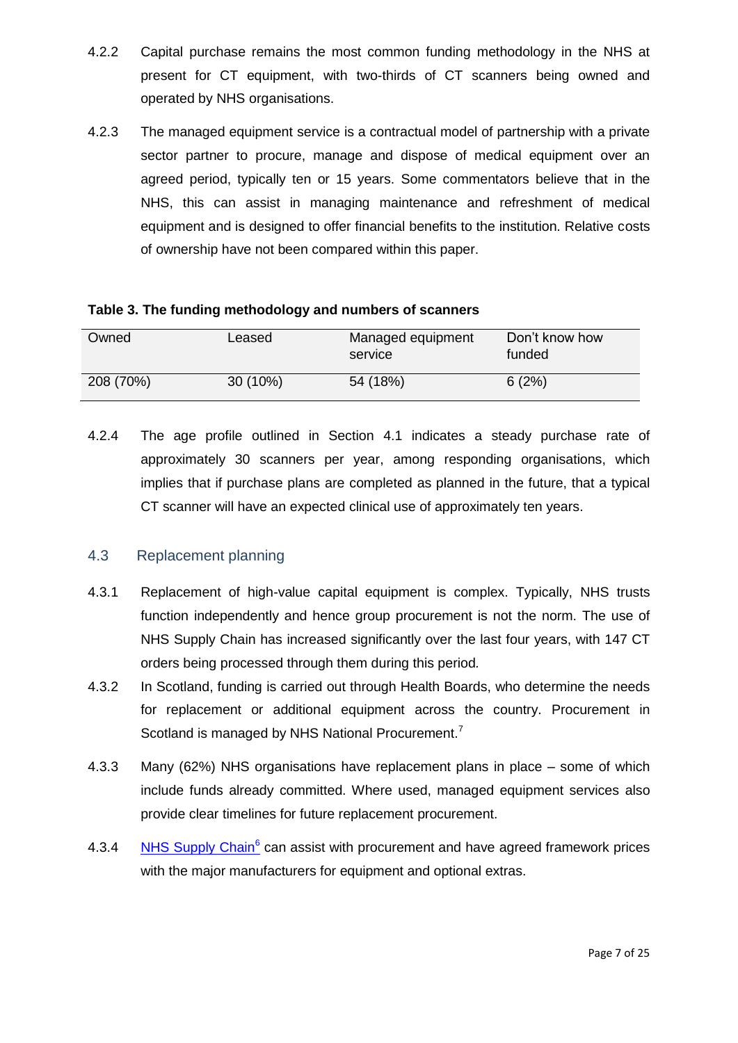4.2.2 Capital purchase remains the most common funding methodology in the NHS at present for CT equipment, with two-thirds of CT scanners being owned and operated by NHS organisations.

4.2.3 The managed equipment service is a contractual model of partnership with a private sector partner to procure, manage and dispose of medical equipment over an agreed period, typically ten or 15 years. Some commentators believe that in the NHS, this can assist in managing maintenance and refreshment of medical equipment and is designed to offer financial benefits to the institution. Relative costs of ownership have not been compared within this paper.

**Table 3. The funding methodology and numbers of scanners**

| Owned | Leased | Managed equipment service | Don't know how funded |
|---|---|---|---|
| 208 (70%) | 30 (10%) | 54 (18%) | 6 (2%) |

4.2.4 The age profile outlined in Section 4.1 indicates a steady purchase rate of approximately 30 scanners per year, among responding organisations, which implies that if purchase plans are completed as planned in the future, that a typical CT scanner will have an expected clinical use of approximately ten years.

## 4.3 Replacement planning

4.3.1 Replacement of high-value capital equipment is complex. Typically, NHS trusts function independently and hence group procurement is not the norm. The use of NHS Supply Chain has increased significantly over the last four years, with 147 CT orders being processed through them during this period.

4.3.2 In Scotland, funding is carried out through Health Boards, who determine the needs for replacement or additional equipment across the country. Procurement in Scotland is managed by NHS National Procurement.[7]

4.3.3 Many (62%) NHS organisations have replacement plans in place – some of which include funds already committed. Where used, managed equipment services also provide clear timelines for future replacement procurement.

4.3.4 NHS Supply Chain[6] can assist with procurement and have agreed framework prices with the major manufacturers for equipment and optional extras.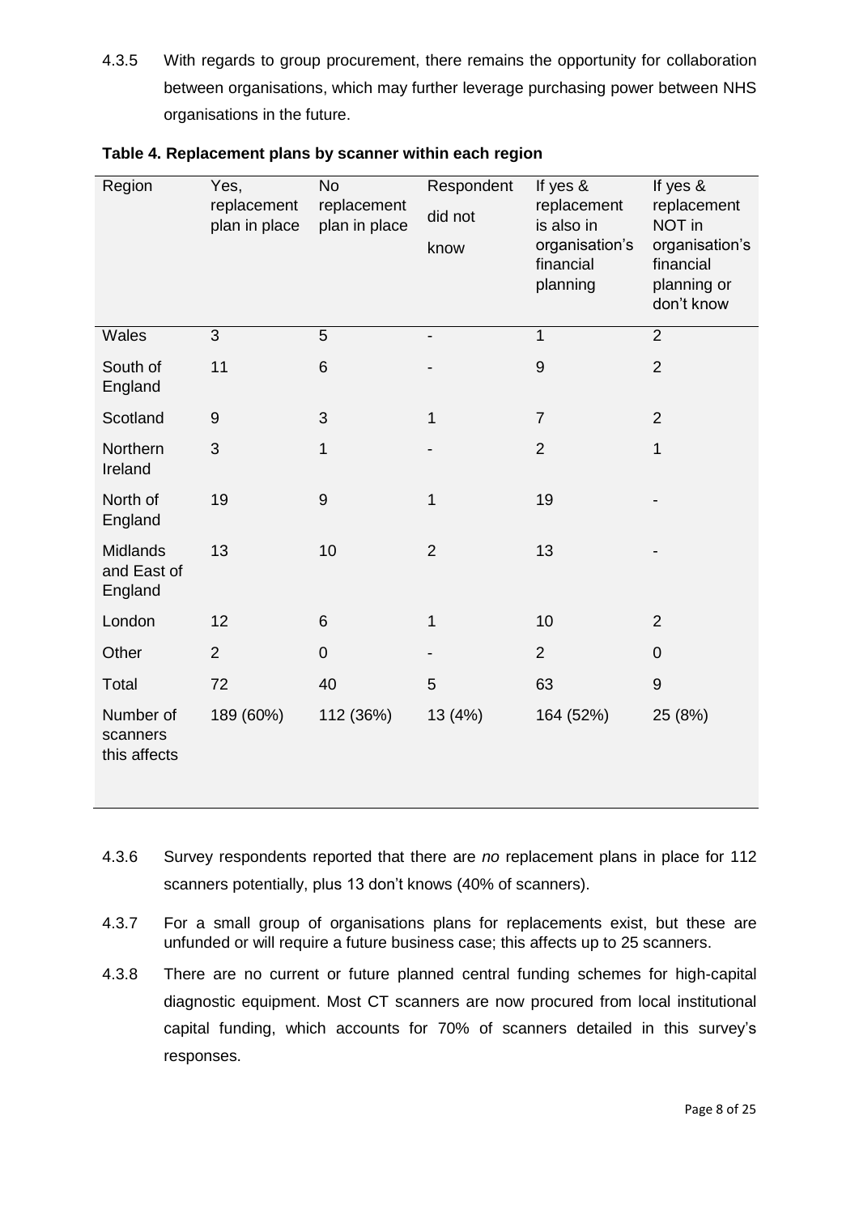4.3.5 With regards to group procurement, there remains the opportunity for collaboration between organisations, which may further leverage purchasing power between NHS organisations in the future.

**Table 4. Replacement plans by scanner within each region**

| Region | Yes, replacement plan in place | No replacement plan in place | Respondent did not know | If yes & replacement is also in organisation's financial planning | If yes & replacement NOT in organisation's financial planning or don't know |
|---|---|---|---|---|---|
| Wales | 3 | 5 | - | 1 | 2 |
| South of England | 11 | 6 | - | 9 | 2 |
| Scotland | 9 | 3 | 1 | 7 | 2 |
| Northern Ireland | 3 | 1 | - | 2 | 1 |
| North of England | 19 | 9 | 1 | 19 | - |
| Midlands and East of England | 13 | 10 | 2 | 13 | - |
| London | 12 | 6 | 1 | 10 | 2 |
| Other | 2 | 0 | - | 2 | 0 |
| Total | 72 | 40 | 5 | 63 | 9 |
| Number of scanners this affects | 189 (60%) | 112 (36%) | 13 (4%) | 164 (52%) | 25 (8%) |

4.3.6 Survey respondents reported that there are *no* replacement plans in place for 112 scanners potentially, plus 13 don't knows (40% of scanners).

4.3.7 For a small group of organisations plans for replacements exist, but these are unfunded or will require a future business case; this affects up to 25 scanners.

4.3.8 There are no current or future planned central funding schemes for high-capital diagnostic equipment. Most CT scanners are now procured from local institutional capital funding, which accounts for 70% of scanners detailed in this survey's responses.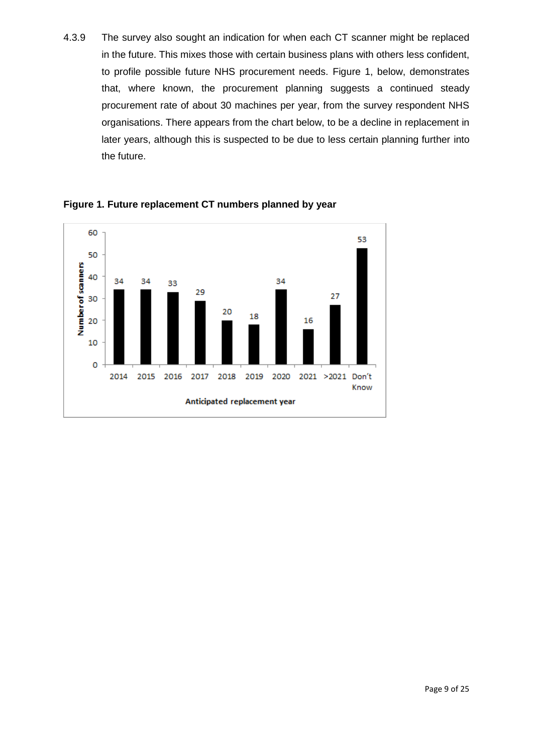4.3.9 The survey also sought an indication for when each CT scanner might be replaced in the future. This mixes those with certain business plans with others less confident, to profile possible future NHS procurement needs. Figure 1, below, demonstrates that, where known, the procurement planning suggests a continued steady procurement rate of about 30 machines per year, from the survey respondent NHS organisations. There appears from the chart below, to be a decline in replacement in later years, although this is suspected to be due to less certain planning further into the future.

**Figure 1. Future replacement CT numbers planned by year**

| Anticipated replacement year | Number of scanners |
|---|---|
| 2014 | 34 |
| 2015 | 34 |
| 2016 | 33 |
| 2017 | 29 |
| 2018 | 20 |
| 2019 | 18 |
| 2020 | 34 |
| 2021 | 16 |
| >2021 | 27 |
| Don't Know | 53 |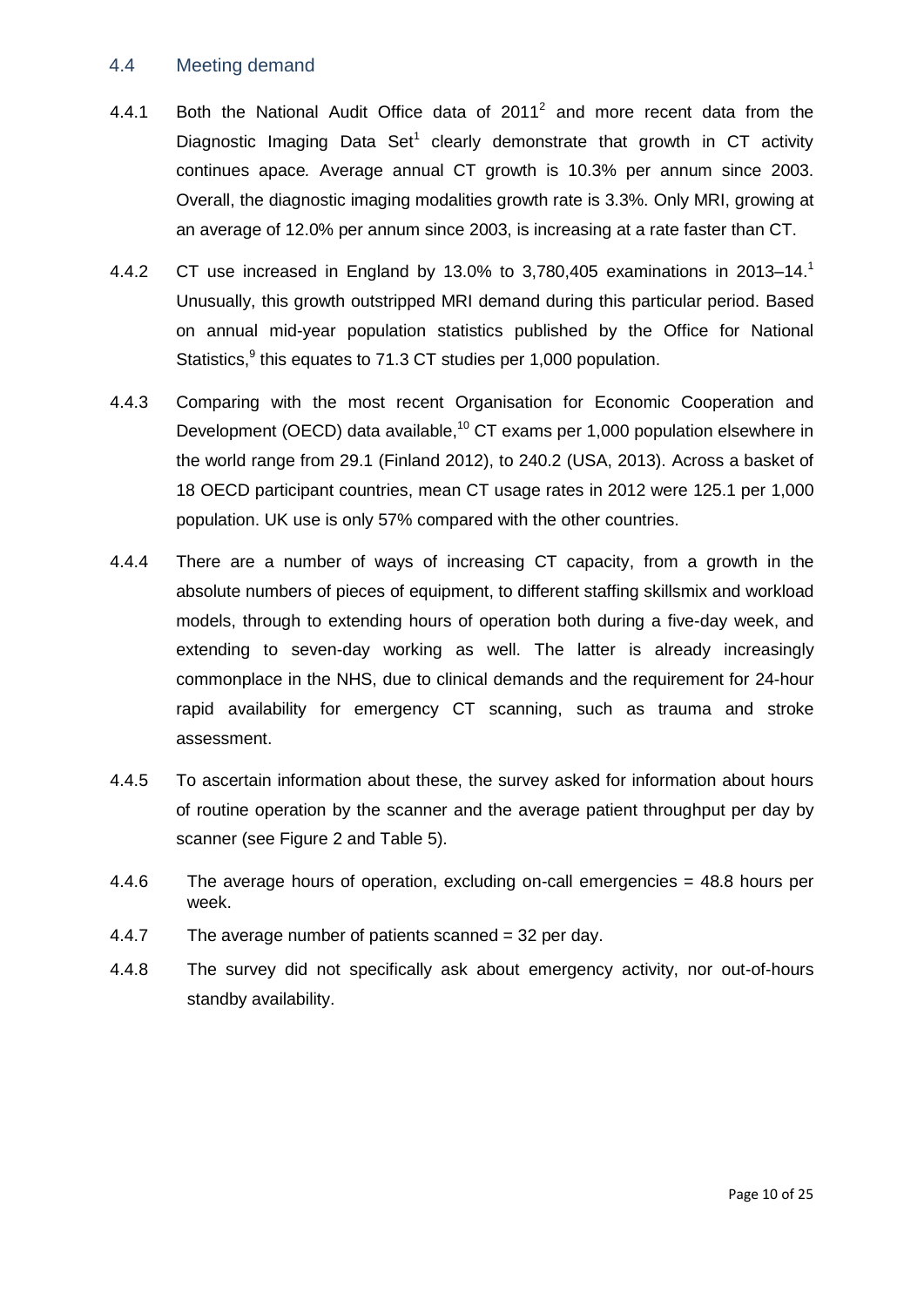## 4.4 Meeting demand

4.4.1 Both the National Audit Office data of 2011[2] and more recent data from the Diagnostic Imaging Data Set[1] clearly demonstrate that growth in CT activity continues apace. Average annual CT growth is 10.3% per annum since 2003. Overall, the diagnostic imaging modalities growth rate is 3.3%. Only MRI, growing at an average of 12.0% per annum since 2003, is increasing at a rate faster than CT.

4.4.2 CT use increased in England by 13.0% to 3,780,405 examinations in 2013–14.[1] Unusually, this growth outstripped MRI demand during this particular period. Based on annual mid-year population statistics published by the Office for National Statistics,[9] this equates to 71.3 CT studies per 1,000 population.

4.4.3 Comparing with the most recent Organisation for Economic Cooperation and Development (OECD) data available,[10] CT exams per 1,000 population elsewhere in the world range from 29.1 (Finland 2012), to 240.2 (USA, 2013). Across a basket of 18 OECD participant countries, mean CT usage rates in 2012 were 125.1 per 1,000 population. UK use is only 57% compared with the other countries.

4.4.4 There are a number of ways of increasing CT capacity, from a growth in the absolute numbers of pieces of equipment, to different staffing skillsmix and workload models, through to extending hours of operation both during a five-day week, and extending to seven-day working as well. The latter is already increasingly commonplace in the NHS, due to clinical demands and the requirement for 24-hour rapid availability for emergency CT scanning, such as trauma and stroke assessment.

4.4.5 To ascertain information about these, the survey asked for information about hours of routine operation by the scanner and the average patient throughput per day by scanner (see Figure 2 and Table 5).

4.4.6 The average hours of operation, excluding on-call emergencies = 48.8 hours per week.

4.4.7 The average number of patients scanned = 32 per day.

4.4.8 The survey did not specifically ask about emergency activity, nor out-of-hours standby availability.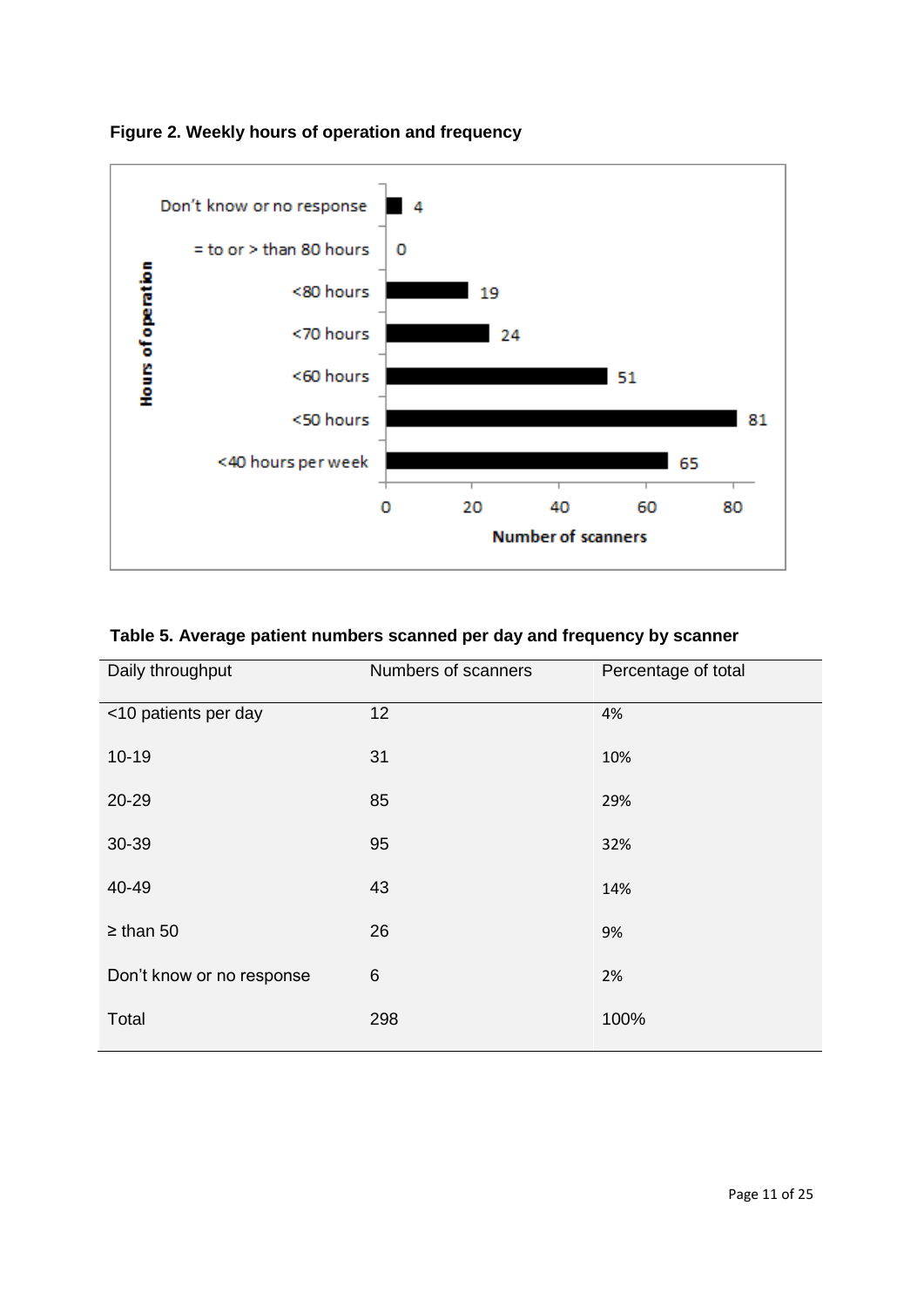**Figure 2. Weekly hours of operation and frequency**

| Hours of operation | Number of scanners |
|---|---|
| Don't know or no response | 4 |
| = to or > than 80 hours | 0 |
| <80 hours | 19 |
| <70 hours | 24 |
| <60 hours | 51 |
| <50 hours | 81 |
| <40 hours per week | 65 |

**Table 5. Average patient numbers scanned per day and frequency by scanner**

| Daily throughput | Numbers of scanners | Percentage of total |
|---|---|---|
| <10 patients per day | 12 | 4% |
| 10-19 | 31 | 10% |
| 20-29 | 85 | 29% |
| 30-39 | 95 | 32% |
| 40-49 | 43 | 14% |
| ≥ than 50 | 26 | 9% |
| Don't know or no response | 6 | 2% |
| Total | 298 | 100% |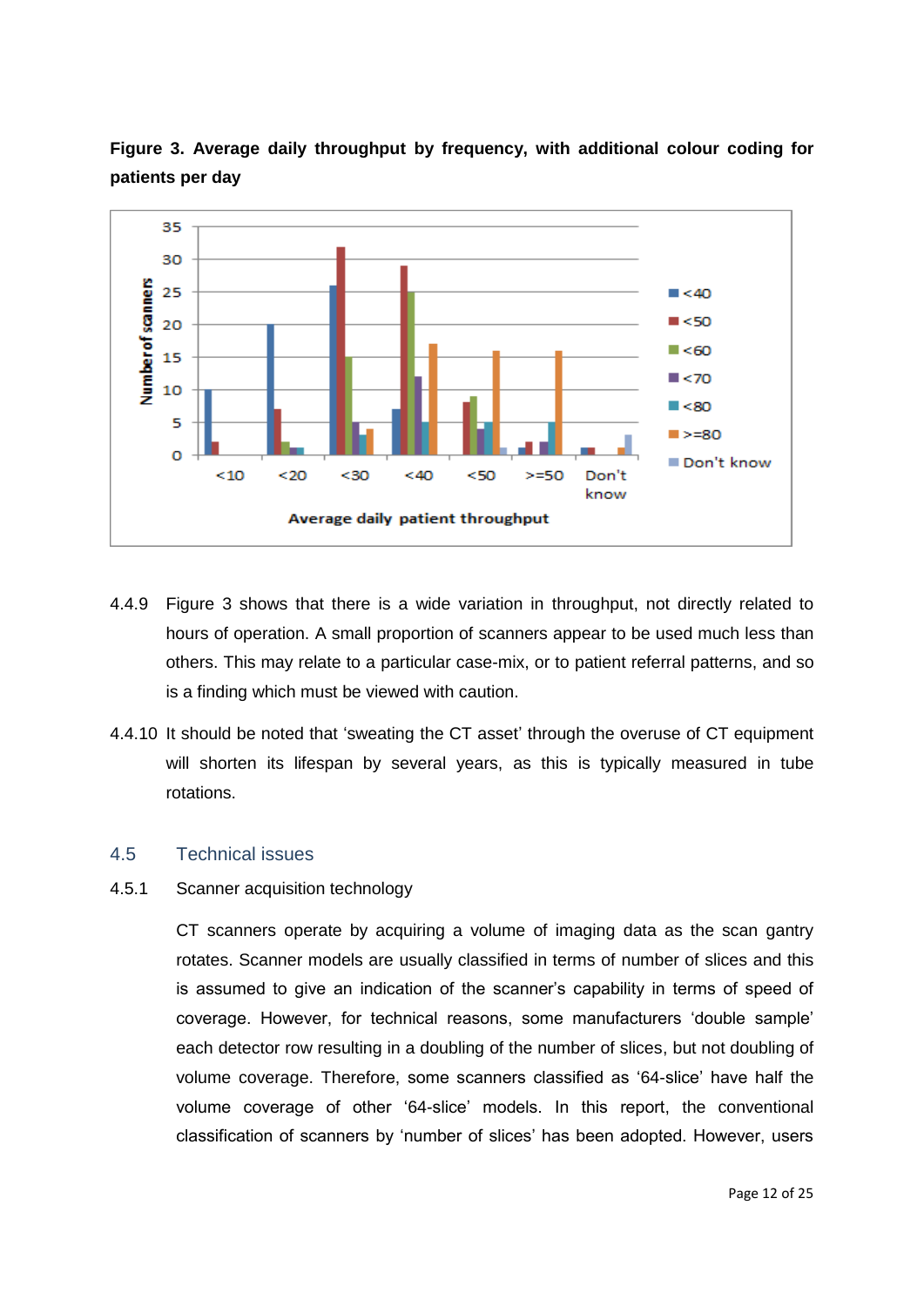**Figure 3. Average daily throughput by frequency, with additional colour coding for patients per day**

4.4.9 Figure 3 shows that there is a wide variation in throughput, not directly related to hours of operation. A small proportion of scanners appear to be used much less than others. This may relate to a particular case-mix, or to patient referral patterns, and so is a finding which must be viewed with caution.

4.4.10 It should be noted that 'sweating the CT asset' through the overuse of CT equipment will shorten its lifespan by several years, as this is typically measured in tube rotations.

## 4.5 Technical issues

### 4.5.1 Scanner acquisition technology

CT scanners operate by acquiring a volume of imaging data as the scan gantry rotates. Scanner models are usually classified in terms of number of slices and this is assumed to give an indication of the scanner's capability in terms of speed of coverage. However, for technical reasons, some manufacturers 'double sample' each detector row resulting in a doubling of the number of slices, but not doubling of volume coverage. Therefore, some scanners classified as '64-slice' have half the volume coverage of other '64-slice' models. In this report, the conventional classification of scanners by 'number of slices' has been adopted. However, users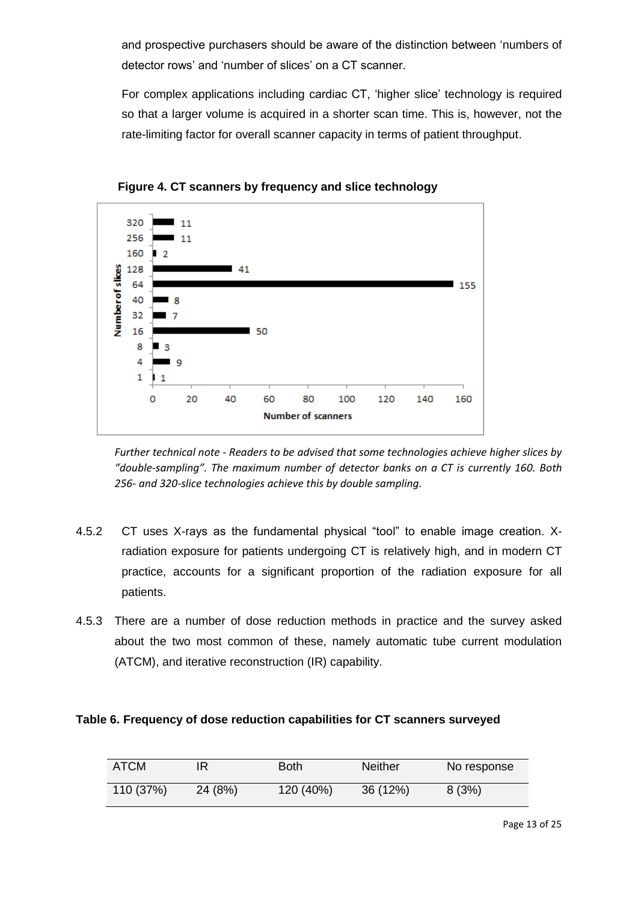and prospective purchasers should be aware of the distinction between 'numbers of detector rows' and 'number of slices' on a CT scanner.

For complex applications including cardiac CT, 'higher slice' technology is required so that a larger volume is acquired in a shorter scan time. This is, however, not the rate-limiting factor for overall scanner capacity in terms of patient throughput.

**Figure 4. CT scanners by frequency and slice technology**

| Number of slices | Number of scanners |
|---|---|
| 320 | 11 |
| 256 | 11 |
| 160 | 2 |
| 128 | 41 |
| 64 | 155 |
| 40 | 8 |
| 32 | 7 |
| 16 | 50 |
| 8 | 3 |
| 4 | 9 |
| 1 | 1 |

*Further technical note - Readers to be advised that some technologies achieve higher slices by "double-sampling". The maximum number of detector banks on a CT is currently 160. Both 256- and 320-slice technologies achieve this by double sampling.*

4.5.2 CT uses X-rays as the fundamental physical "tool" to enable image creation. X-radiation exposure for patients undergoing CT is relatively high, and in modern CT practice, accounts for a significant proportion of the radiation exposure for all patients.

4.5.3 There are a number of dose reduction methods in practice and the survey asked about the two most common of these, namely automatic tube current modulation (ATCM), and iterative reconstruction (IR) capability.

**Table 6. Frequency of dose reduction capabilities for CT scanners surveyed**

| ATCM | IR | Both | Neither | No response |
|---|---|---|---|---|
| 110 (37%) | 24 (8%) | 120 (40%) | 36 (12%) | 8 (3%) |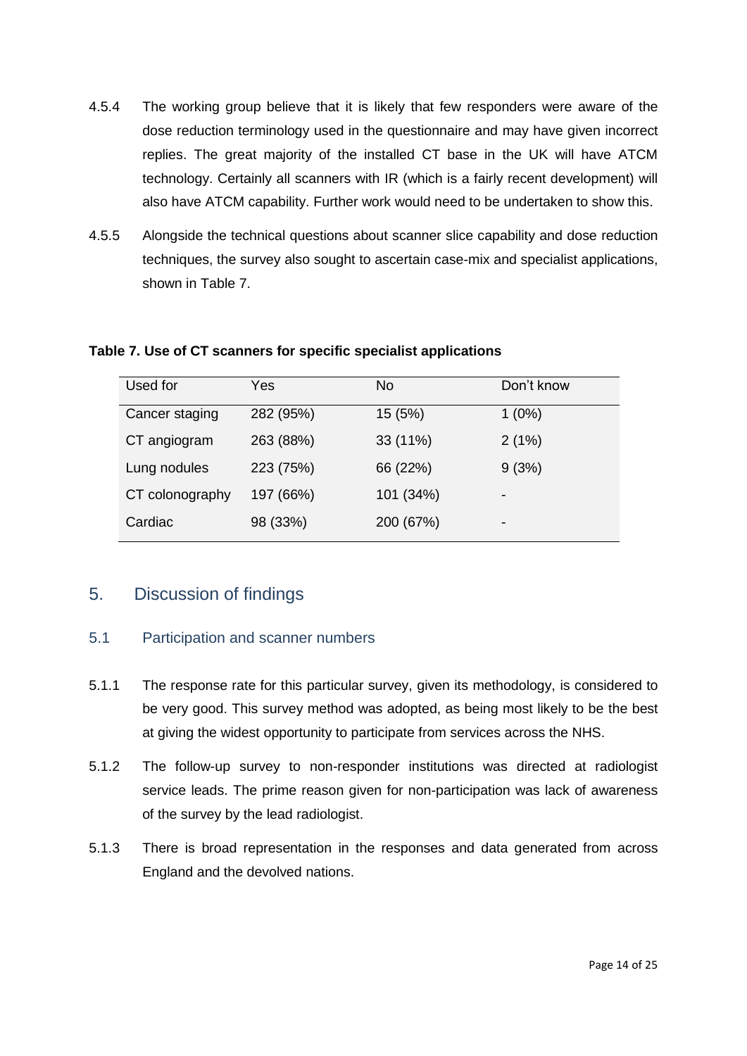4.5.4 The working group believe that it is likely that few responders were aware of the dose reduction terminology used in the questionnaire and may have given incorrect replies. The great majority of the installed CT base in the UK will have ATCM technology. Certainly all scanners with IR (which is a fairly recent development) will also have ATCM capability. Further work would need to be undertaken to show this.

4.5.5 Alongside the technical questions about scanner slice capability and dose reduction techniques, the survey also sought to ascertain case-mix and specialist applications, shown in Table 7.

**Table 7. Use of CT scanners for specific specialist applications**

| Used for | Yes | No | Don't know |
|---|---|---|---|
| Cancer staging | 282 (95%) | 15 (5%) | 1 (0%) |
| CT angiogram | 263 (88%) | 33 (11%) | 2 (1%) |
| Lung nodules | 223 (75%) | 66 (22%) | 9 (3%) |
| CT colonography | 197 (66%) | 101 (34%) | - |
| Cardiac | 98 (33%) | 200 (67%) | - |

## 5. Discussion of findings

### 5.1 Participation and scanner numbers

5.1.1 The response rate for this particular survey, given its methodology, is considered to be very good. This survey method was adopted, as being most likely to be the best at giving the widest opportunity to participate from services across the NHS.

5.1.2 The follow-up survey to non-responder institutions was directed at radiologist service leads. The prime reason given for non-participation was lack of awareness of the survey by the lead radiologist.

5.1.3 There is broad representation in the responses and data generated from across England and the devolved nations.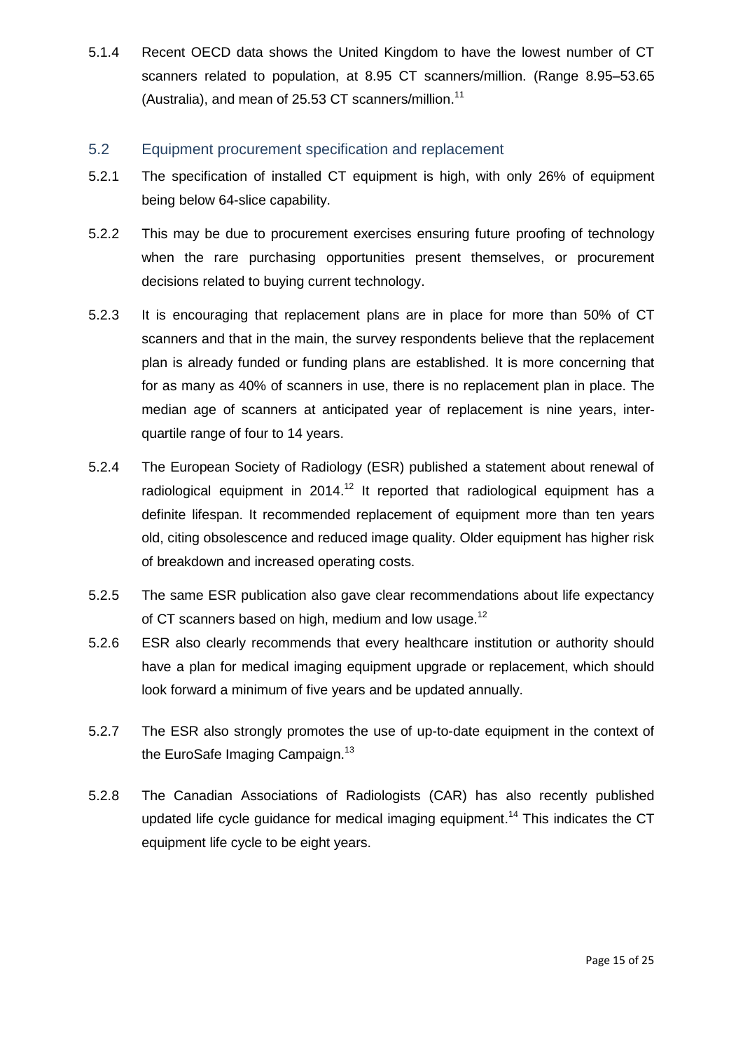5.1.4 Recent OECD data shows the United Kingdom to have the lowest number of CT scanners related to population, at 8.95 CT scanners/million. (Range 8.95–53.65 (Australia), and mean of 25.53 CT scanners/million.[11]

## 5.2 Equipment procurement specification and replacement

5.2.1 The specification of installed CT equipment is high, with only 26% of equipment being below 64-slice capability.

5.2.2 This may be due to procurement exercises ensuring future proofing of technology when the rare purchasing opportunities present themselves, or procurement decisions related to buying current technology.

5.2.3 It is encouraging that replacement plans are in place for more than 50% of CT scanners and that in the main, the survey respondents believe that the replacement plan is already funded or funding plans are established. It is more concerning that for as many as 40% of scanners in use, there is no replacement plan in place. The median age of scanners at anticipated year of replacement is nine years, inter-quartile range of four to 14 years.

5.2.4 The European Society of Radiology (ESR) published a statement about renewal of radiological equipment in 2014.[12] It reported that radiological equipment has a definite lifespan. It recommended replacement of equipment more than ten years old, citing obsolescence and reduced image quality. Older equipment has higher risk of breakdown and increased operating costs.

5.2.5 The same ESR publication also gave clear recommendations about life expectancy of CT scanners based on high, medium and low usage.[12]

5.2.6 ESR also clearly recommends that every healthcare institution or authority should have a plan for medical imaging equipment upgrade or replacement, which should look forward a minimum of five years and be updated annually.

5.2.7 The ESR also strongly promotes the use of up-to-date equipment in the context of the EuroSafe Imaging Campaign.[13]

5.2.8 The Canadian Associations of Radiologists (CAR) has also recently published updated life cycle guidance for medical imaging equipment.[14] This indicates the CT equipment life cycle to be eight years.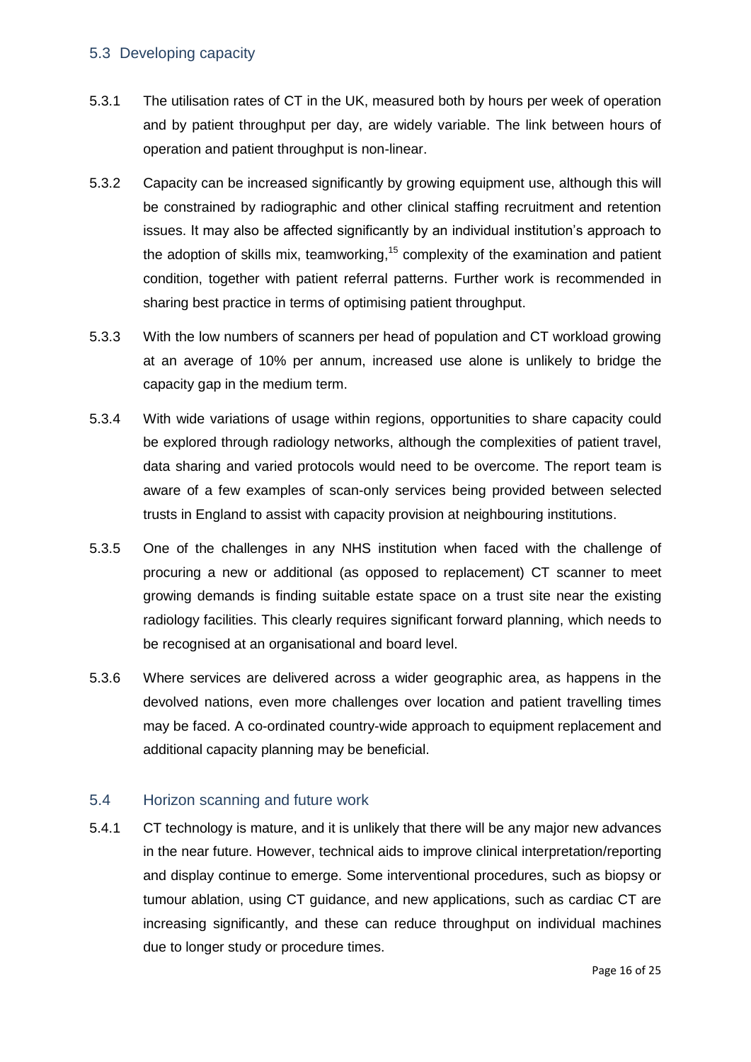## 5.3 Developing capacity

5.3.1 The utilisation rates of CT in the UK, measured both by hours per week of operation and by patient throughput per day, are widely variable. The link between hours of operation and patient throughput is non-linear.

5.3.2 Capacity can be increased significantly by growing equipment use, although this will be constrained by radiographic and other clinical staffing recruitment and retention issues. It may also be affected significantly by an individual institution's approach to the adoption of skills mix, teamworking,[15] complexity of the examination and patient condition, together with patient referral patterns. Further work is recommended in sharing best practice in terms of optimising patient throughput.

5.3.3 With the low numbers of scanners per head of population and CT workload growing at an average of 10% per annum, increased use alone is unlikely to bridge the capacity gap in the medium term.

5.3.4 With wide variations of usage within regions, opportunities to share capacity could be explored through radiology networks, although the complexities of patient travel, data sharing and varied protocols would need to be overcome. The report team is aware of a few examples of scan-only services being provided between selected trusts in England to assist with capacity provision at neighbouring institutions.

5.3.5 One of the challenges in any NHS institution when faced with the challenge of procuring a new or additional (as opposed to replacement) CT scanner to meet growing demands is finding suitable estate space on a trust site near the existing radiology facilities. This clearly requires significant forward planning, which needs to be recognised at an organisational and board level.

5.3.6 Where services are delivered across a wider geographic area, as happens in the devolved nations, even more challenges over location and patient travelling times may be faced. A co-ordinated country-wide approach to equipment replacement and additional capacity planning may be beneficial.

## 5.4 Horizon scanning and future work

5.4.1 CT technology is mature, and it is unlikely that there will be any major new advances in the near future. However, technical aids to improve clinical interpretation/reporting and display continue to emerge. Some interventional procedures, such as biopsy or tumour ablation, using CT guidance, and new applications, such as cardiac CT are increasing significantly, and these can reduce throughput on individual machines due to longer study or procedure times.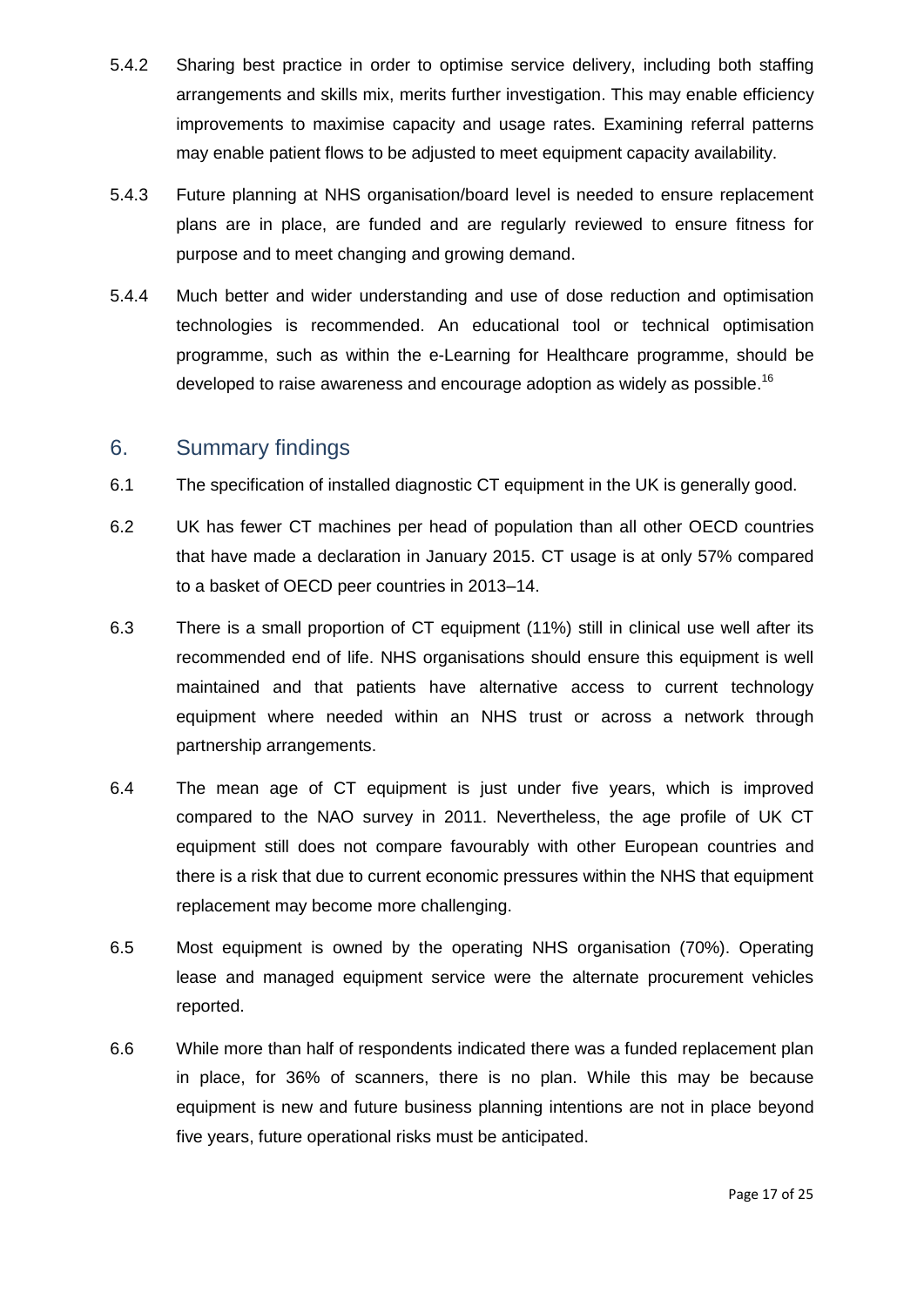5.4.2 Sharing best practice in order to optimise service delivery, including both staffing arrangements and skills mix, merits further investigation. This may enable efficiency improvements to maximise capacity and usage rates. Examining referral patterns may enable patient flows to be adjusted to meet equipment capacity availability.

5.4.3 Future planning at NHS organisation/board level is needed to ensure replacement plans are in place, are funded and are regularly reviewed to ensure fitness for purpose and to meet changing and growing demand.

5.4.4 Much better and wider understanding and use of dose reduction and optimisation technologies is recommended. An educational tool or technical optimisation programme, such as within the e-Learning for Healthcare programme, should be developed to raise awareness and encourage adoption as widely as possible.[16]

## 6. Summary findings

6.1 The specification of installed diagnostic CT equipment in the UK is generally good.

6.2 UK has fewer CT machines per head of population than all other OECD countries that have made a declaration in January 2015. CT usage is at only 57% compared to a basket of OECD peer countries in 2013–14.

6.3 There is a small proportion of CT equipment (11%) still in clinical use well after its recommended end of life. NHS organisations should ensure this equipment is well maintained and that patients have alternative access to current technology equipment where needed within an NHS trust or across a network through partnership arrangements.

6.4 The mean age of CT equipment is just under five years, which is improved compared to the NAO survey in 2011. Nevertheless, the age profile of UK CT equipment still does not compare favourably with other European countries and there is a risk that due to current economic pressures within the NHS that equipment replacement may become more challenging.

6.5 Most equipment is owned by the operating NHS organisation (70%). Operating lease and managed equipment service were the alternate procurement vehicles reported.

6.6 While more than half of respondents indicated there was a funded replacement plan in place, for 36% of scanners, there is no plan. While this may be because equipment is new and future business planning intentions are not in place beyond five years, future operational risks must be anticipated.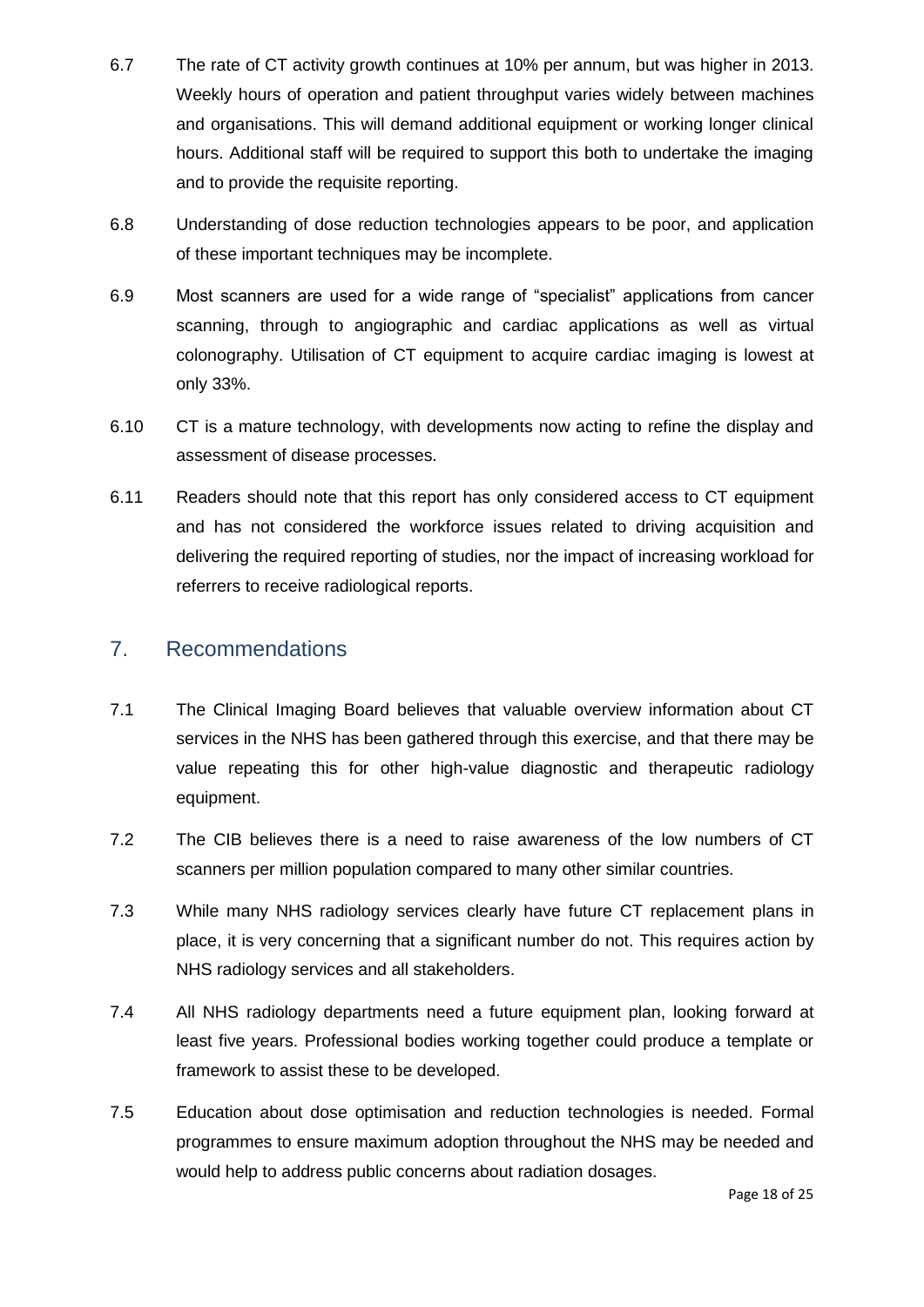6.7 The rate of CT activity growth continues at 10% per annum, but was higher in 2013. Weekly hours of operation and patient throughput varies widely between machines and organisations. This will demand additional equipment or working longer clinical hours. Additional staff will be required to support this both to undertake the imaging and to provide the requisite reporting.

6.8 Understanding of dose reduction technologies appears to be poor, and application of these important techniques may be incomplete.

6.9 Most scanners are used for a wide range of "specialist" applications from cancer scanning, through to angiographic and cardiac applications as well as virtual colonography. Utilisation of CT equipment to acquire cardiac imaging is lowest at only 33%.

6.10 CT is a mature technology, with developments now acting to refine the display and assessment of disease processes.

6.11 Readers should note that this report has only considered access to CT equipment and has not considered the workforce issues related to driving acquisition and delivering the required reporting of studies, nor the impact of increasing workload for referrers to receive radiological reports.

## 7. Recommendations

7.1 The Clinical Imaging Board believes that valuable overview information about CT services in the NHS has been gathered through this exercise, and that there may be value repeating this for other high-value diagnostic and therapeutic radiology equipment.

7.2 The CIB believes there is a need to raise awareness of the low numbers of CT scanners per million population compared to many other similar countries.

7.3 While many NHS radiology services clearly have future CT replacement plans in place, it is very concerning that a significant number do not. This requires action by NHS radiology services and all stakeholders.

7.4 All NHS radiology departments need a future equipment plan, looking forward at least five years. Professional bodies working together could produce a template or framework to assist these to be developed.

7.5 Education about dose optimisation and reduction technologies is needed. Formal programmes to ensure maximum adoption throughout the NHS may be needed and would help to address public concerns about radiation dosages.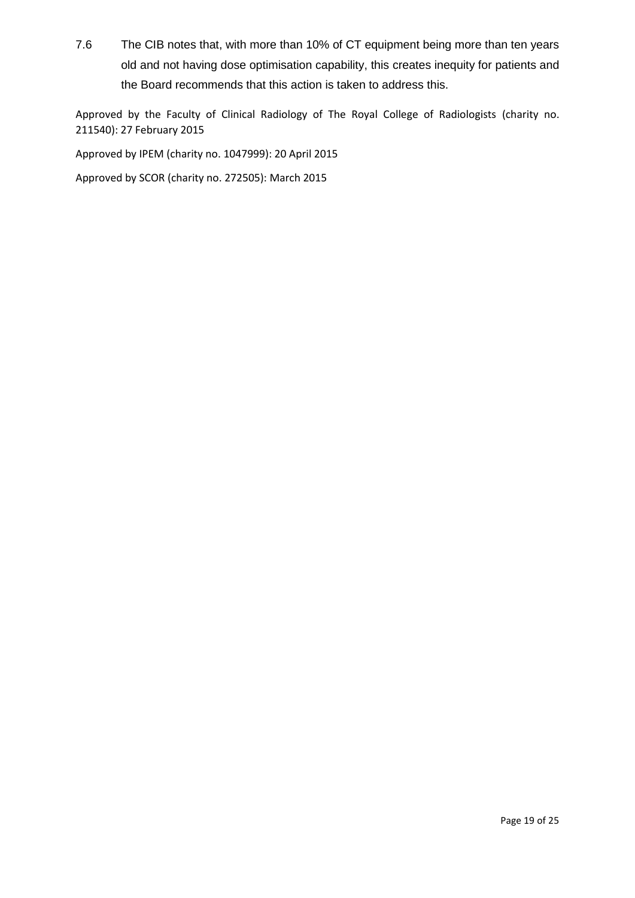7.6 The CIB notes that, with more than 10% of CT equipment being more than ten years old and not having dose optimisation capability, this creates inequity for patients and the Board recommends that this action is taken to address this.

Approved by the Faculty of Clinical Radiology of The Royal College of Radiologists (charity no. 211540): 27 February 2015

Approved by IPEM (charity no. 1047999): 20 April 2015

Approved by SCOR (charity no. 272505): March 2015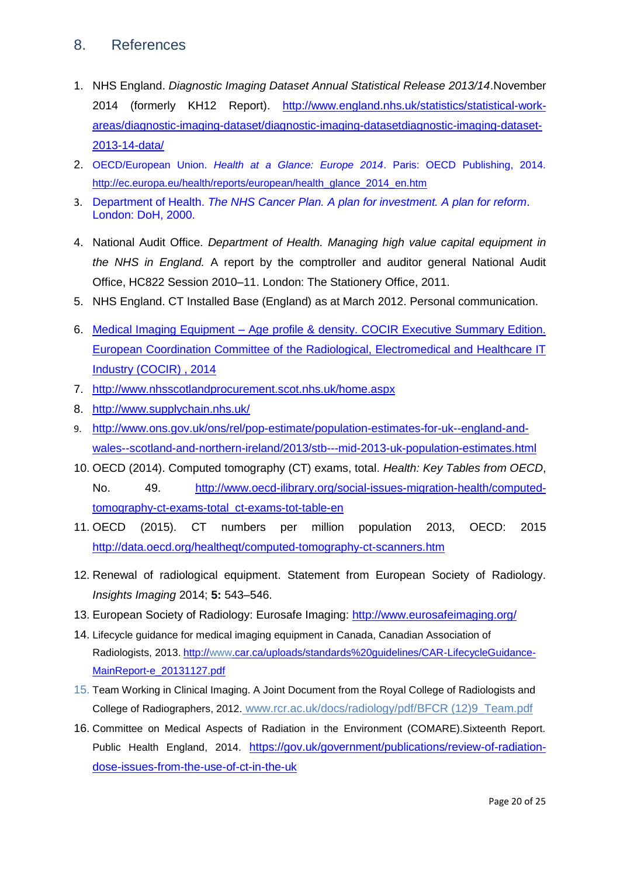## 8. References

1. NHS England. *Diagnostic Imaging Dataset Annual Statistical Release 2013/14*.November 2014 (formerly KH12 Report). http://www.england.nhs.uk/statistics/statistical-work-areas/diagnostic-imaging-dataset/diagnostic-imaging-datasetdiagnostic-imaging-dataset-2013-14-data/
2. OECD/European Union. *Health at a Glance: Europe 2014*. Paris: OECD Publishing, 2014. http://ec.europa.eu/health/reports/european/health_glance_2014_en.htm
3. Department of Health. *The NHS Cancer Plan. A plan for investment. A plan for reform*. London: DoH, 2000.
4. National Audit Office. *Department of Health. Managing high value capital equipment in the NHS in England.* A report by the comptroller and auditor general National Audit Office, HC822 Session 2010–11. London: The Stationery Office, 2011.
5. NHS England. CT Installed Base (England) as at March 2012. Personal communication.
6. Medical Imaging Equipment – Age profile & density. COCIR Executive Summary Edition. European Coordination Committee of the Radiological, Electromedical and Healthcare IT Industry (COCIR) , 2014
7. http://www.nhsscotlandprocurement.scot.nhs.uk/home.aspx
8. http://www.supplychain.nhs.uk/
9. http://www.ons.gov.uk/ons/rel/pop-estimate/population-estimates-for-uk--england-and-wales--scotland-and-northern-ireland/2013/stb---mid-2013-uk-population-estimates.html
10. OECD (2014). Computed tomography (CT) exams, total. *Health: Key Tables from OECD*, No. 49. http://www.oecd-ilibrary.org/social-issues-migration-health/computed-tomography-ct-exams-total_ct-exams-tot-table-en
11. OECD (2015). CT numbers per million population 2013, OECD: 2015 http://data.oecd.org/healtheqt/computed-tomography-ct-scanners.htm
12. Renewal of radiological equipment. Statement from European Society of Radiology. *Insights Imaging* 2014; **5:** 543–546.
13. European Society of Radiology: Eurosafe Imaging: http://www.eurosafeimaging.org/
14. Lifecycle guidance for medical imaging equipment in Canada, Canadian Association of Radiologists, 2013. http://www.car.ca/uploads/standards%20guidelines/CAR-LifecycleGuidance-MainReport-e_20131127.pdf
15. Team Working in Clinical Imaging. A Joint Document from the Royal College of Radiologists and College of Radiographers, 2012. www.rcr.ac.uk/docs/radiology/pdf/BFCR (12)9_Team.pdf
16. Committee on Medical Aspects of Radiation in the Environment (COMARE).Sixteenth Report. Public Health England, 2014. https://gov.uk/government/publications/review-of-radiation-dose-issues-from-the-use-of-ct-in-the-uk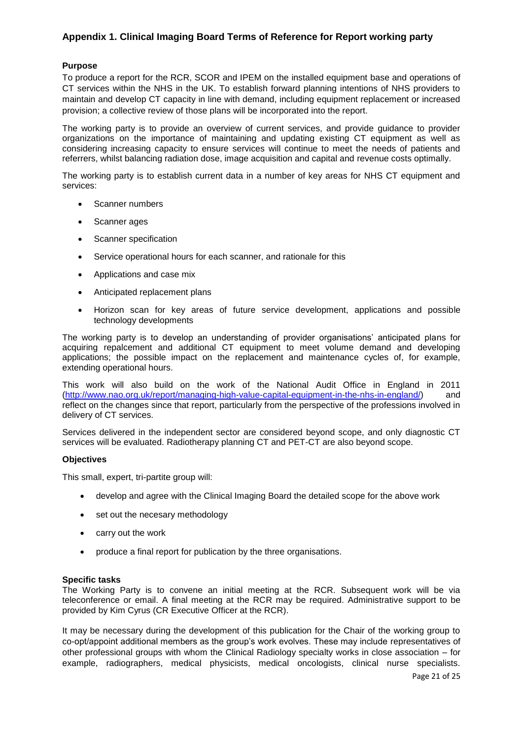## Appendix 1. Clinical Imaging Board Terms of Reference for Report working party

**Purpose**

To produce a report for the RCR, SCOR and IPEM on the installed equipment base and operations of CT services within the NHS in the UK. To establish forward planning intentions of NHS providers to maintain and develop CT capacity in line with demand, including equipment replacement or increased provision; a collective review of those plans will be incorporated into the report.

The working party is to provide an overview of current services, and provide guidance to provider organizations on the importance of maintaining and updating existing CT equipment as well as considering increasing capacity to ensure services will continue to meet the needs of patients and referrers, whilst balancing radiation dose, image acquisition and capital and revenue costs optimally.

The working party is to establish current data in a number of key areas for NHS CT equipment and services:

- Scanner numbers
- Scanner ages
- Scanner specification
- Service operational hours for each scanner, and rationale for this
- Applications and case mix
- Anticipated replacement plans
- Horizon scan for key areas of future service development, applications and possible technology developments

The working party is to develop an understanding of provider organisations' anticipated plans for acquiring repalcement and additional CT equipment to meet volume demand and developing applications; the possible impact on the replacement and maintenance cycles of, for example, extending operational hours.

This work will also build on the work of the National Audit Office in England in 2011 (http://www.nao.org.uk/report/managing-high-value-capital-equipment-in-the-nhs-in-england/) and reflect on the changes since that report, particularly from the perspective of the professions involved in delivery of CT services.

Services delivered in the independent sector are considered beyond scope, and only diagnostic CT services will be evaluated. Radiotherapy planning CT and PET-CT are also beyond scope.

**Objectives**

This small, expert, tri-partite group will:

- develop and agree with the Clinical Imaging Board the detailed scope for the above work
- set out the necesary methodology
- carry out the work
- produce a final report for publication by the three organisations.

**Specific tasks**

The Working Party is to convene an initial meeting at the RCR. Subsequent work will be via teleconference or email. A final meeting at the RCR may be required. Administrative support to be provided by Kim Cyrus (CR Executive Officer at the RCR).

It may be necessary during the development of this publication for the Chair of the working group to co-opt/appoint additional members as the group's work evolves. These may include representatives of other professional groups with whom the Clinical Radiology specialty works in close association – for example, radiographers, medical physicists, medical oncologists, clinical nurse specialists.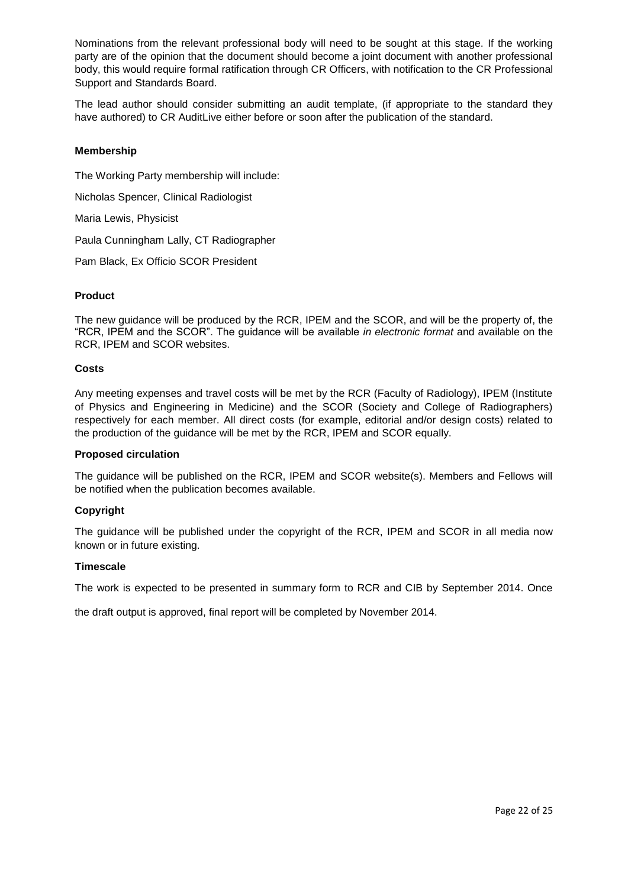Nominations from the relevant professional body will need to be sought at this stage. If the working party are of the opinion that the document should become a joint document with another professional body, this would require formal ratification through CR Officers, with notification to the CR Professional Support and Standards Board.

The lead author should consider submitting an audit template, (if appropriate to the standard they have authored) to CR AuditLive either before or soon after the publication of the standard.

**Membership**

The Working Party membership will include:

Nicholas Spencer, Clinical Radiologist

Maria Lewis, Physicist

Paula Cunningham Lally, CT Radiographer

Pam Black, Ex Officio SCOR President

**Product**

The new guidance will be produced by the RCR, IPEM and the SCOR, and will be the property of, the "RCR, IPEM and the SCOR". The guidance will be available *in electronic format* and available on the RCR, IPEM and SCOR websites.

**Costs**

Any meeting expenses and travel costs will be met by the RCR (Faculty of Radiology), IPEM (Institute of Physics and Engineering in Medicine) and the SCOR (Society and College of Radiographers) respectively for each member. All direct costs (for example, editorial and/or design costs) related to the production of the guidance will be met by the RCR, IPEM and SCOR equally.

**Proposed circulation**

The guidance will be published on the RCR, IPEM and SCOR website(s). Members and Fellows will be notified when the publication becomes available.

**Copyright**

The guidance will be published under the copyright of the RCR, IPEM and SCOR in all media now known or in future existing.

**Timescale**

The work is expected to be presented in summary form to RCR and CIB by September 2014. Once

the draft output is approved, final report will be completed by November 2014.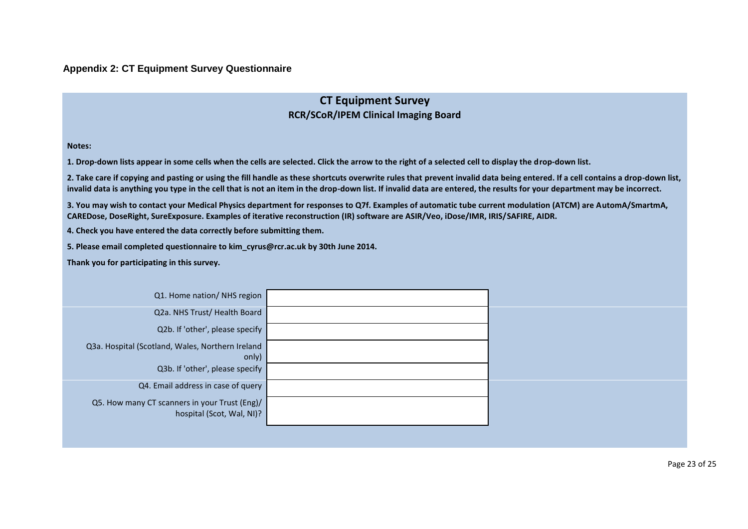## Appendix 2: CT Equipment Survey Questionnaire

# CT Equipment Survey

### RCR/SCoR/IPEM Clinical Imaging Board

**Notes:**

**1. Drop-down lists appear in some cells when the cells are selected. Click the arrow to the right of a selected cell to display the drop-down list.**

**2. Take care if copying and pasting or using the fill handle as these shortcuts overwrite rules that prevent invalid data being entered. If a cell contains a drop-down list, invalid data is anything you type in the cell that is not an item in the drop-down list. If invalid data are entered, the results for your department may be incorrect.**

**3. You may wish to contact your Medical Physics department for responses to Q7f. Examples of automatic tube current modulation (ATCM) are AutomA/SmartmA, CAREDose, DoseRight, SureExposure. Examples of iterative reconstruction (IR) software are ASIR/Veo, iDose/IMR, IRIS/SAFIRE, AIDR.**

**4. Check you have entered the data correctly before submitting them.**

**5. Please email completed questionnaire to kim_cyrus@rcr.ac.uk by 30th June 2014.**

**Thank you for participating in this survey.**

| Question | Response |
|---|---|
| Q1. Home nation/ NHS region | |
| Q2a. NHS Trust/ Health Board | |
| Q2b. If 'other', please specify | |
| Q3a. Hospital (Scotland, Wales, Northern Ireland only) | |
| Q3b. If 'other', please specify | |
| Q4. Email address in case of query | |
| Q5. How many CT scanners in your Trust (Eng)/ hospital (Scot, Wal, NI)? | |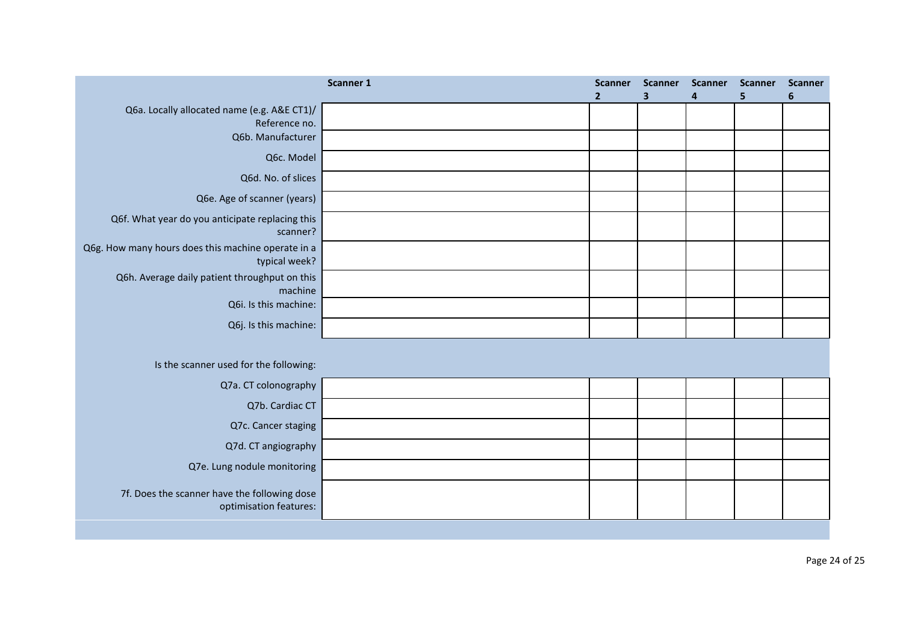| | Scanner 1 | Scanner 2 | Scanner 3 | Scanner 4 | Scanner 5 | Scanner 6 |
|---|---|---|---|---|---|---|
| Q6a. Locally allocated name (e.g. A&E CT1)/ Reference no. | | | | | | |
| Q6b. Manufacturer | | | | | | |
| Q6c. Model | | | | | | |
| Q6d. No. of slices | | | | | | |
| Q6e. Age of scanner (years) | | | | | | |
| Q6f. What year do you anticipate replacing this scanner? | | | | | | |
| Q6g. How many hours does this machine operate in a typical week? | | | | | | |
| Q6h. Average daily patient throughput on this machine | | | | | | |
| Q6i. Is this machine: | | | | | | |
| Q6j. Is this machine: | | | | | | |
| Is the scanner used for the following: | | | | | | |
| Q7a. CT colonography | | | | | | |
| Q7b. Cardiac CT | | | | | | |
| Q7c. Cancer staging | | | | | | |
| Q7d. CT angiography | | | | | | |
| Q7e. Lung nodule monitoring | | | | | | |
| 7f. Does the scanner have the following dose optimisation features: | | | | | | |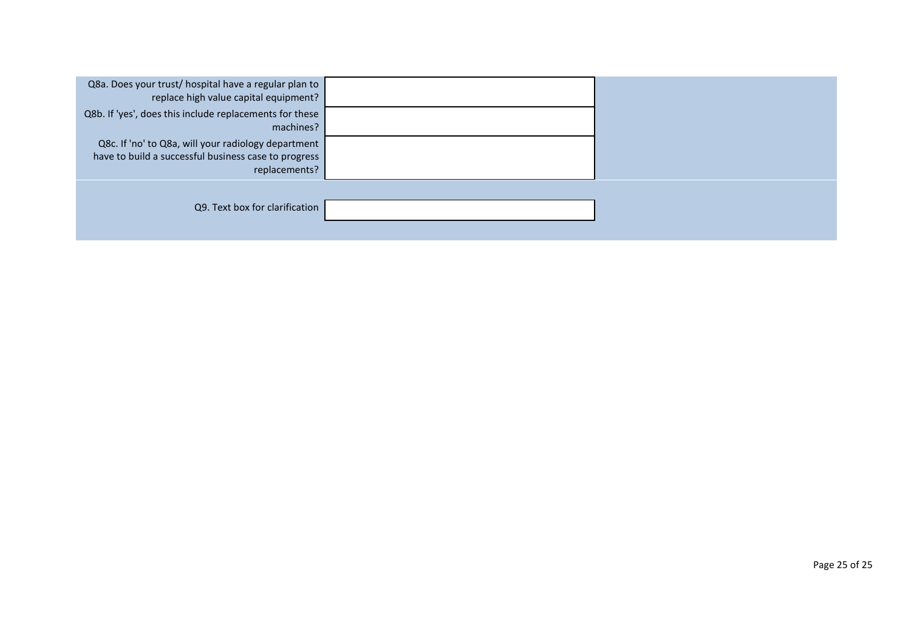| | |
|---|---|
| Q8a. Does your trust/ hospital have a regular plan to replace high value capital equipment? | |
| Q8b. If 'yes', does this include replacements for these machines? | |
| Q8c. If 'no' to Q8a, will your radiology department have to build a successful business case to progress replacements? | |

| | |
|---|---|
| Q9. Text box for clarification | |